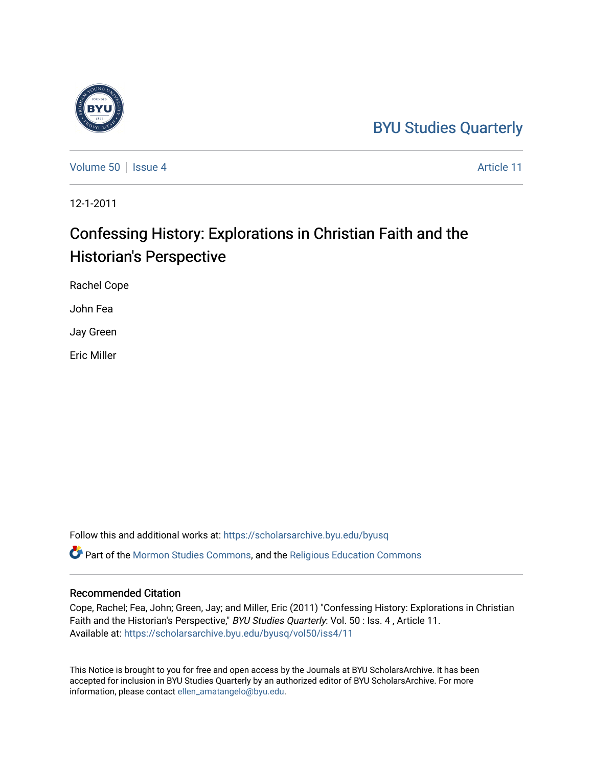BYU Studies Quarterly

Volume 50 | Issue 4 Article 11

12-1-2011

# Confessing History: Explorations in Christian Faith and the Historian's Perspective

Rachel Cope

John Fea

Jay Green

Eric Miller

Follow this and additional works at: https://scholarsarchive.byu.edu/byusq

Part of the Mormon Studies Commons, and the Religious Education Commons

## Recommended Citation

Cope, Rachel; Fea, John; Green, Jay; and Miller, Eric (2011) "Confessing History: Explorations in Christian Faith and the Historian's Perspective," *BYU Studies Quarterly*: Vol. 50 : Iss. 4 , Article 11.
Available at: https://scholarsarchive.byu.edu/byusq/vol50/iss4/11

This Notice is brought to you for free and open access by the Journals at BYU ScholarsArchive. It has been accepted for inclusion in BYU Studies Quarterly by an authorized editor of BYU ScholarsArchive. For more information, please contact ellen_amatangelo@byu.edu.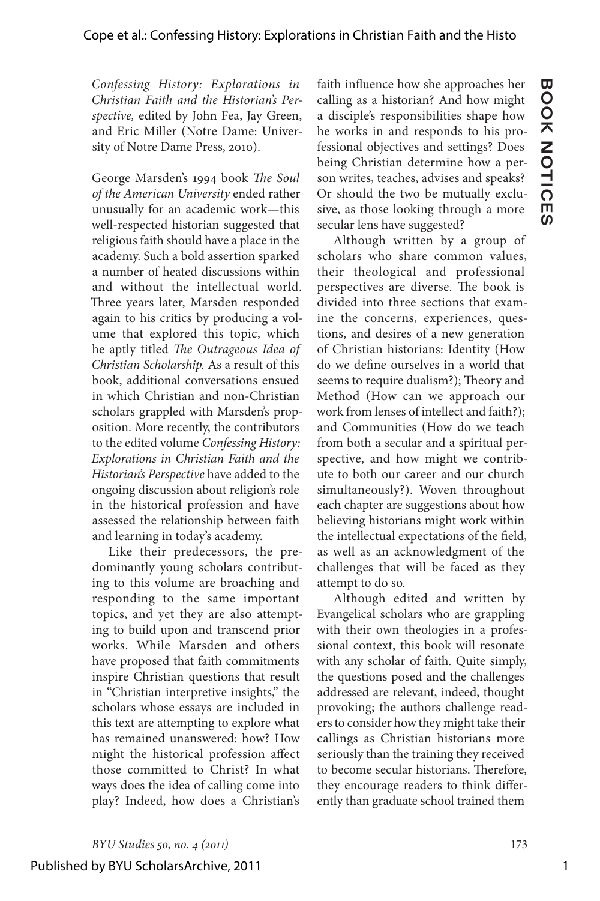*Confessing History: Explorations in Christian Faith and the Historian's Perspective,* edited by John Fea, Jay Green, and Eric Miller (Notre Dame: University of Notre Dame Press, 2010).

George Marsden's 1994 book *The Soul of the American University* ended rather unusually for an academic work—this well-respected historian suggested that religious faith should have a place in the academy. Such a bold assertion sparked a number of heated discussions within and without the intellectual world. Three years later, Marsden responded again to his critics by producing a volume that explored this topic, which he aptly titled *The Outrageous Idea of Christian Scholarship.* As a result of this book, additional conversations ensued in which Christian and non-Christian scholars grappled with Marsden's proposition. More recently, the contributors to the edited volume *Confessing History: Explorations in Christian Faith and the Historian's Perspective* have added to the ongoing discussion about religion's role in the historical profession and have assessed the relationship between faith and learning in today's academy.

Like their predecessors, the predominantly young scholars contributing to this volume are broaching and responding to the same important topics, and yet they are also attempting to build upon and transcend prior works. While Marsden and others have proposed that faith commitments inspire Christian questions that result in "Christian interpretive insights," the scholars whose essays are included in this text are attempting to explore what has remained unanswered: how? How might the historical profession affect those committed to Christ? In what ways does the idea of calling come into play? Indeed, how does a Christian's faith influence how she approaches her calling as a historian? And how might a disciple's responsibilities shape how he works in and responds to his professional objectives and settings? Does being Christian determine how a person writes, teaches, advises and speaks? Or should the two be mutually exclusive, as those looking through a more secular lens have suggested?

Although written by a group of scholars who share common values, their theological and professional perspectives are diverse. The book is divided into three sections that examine the concerns, experiences, questions, and desires of a new generation of Christian historians: Identity (How do we define ourselves in a world that seems to require dualism?); Theory and Method (How can we approach our work from lenses of intellect and faith?); and Communities (How do we teach from both a secular and a spiritual perspective, and how might we contribute to both our career and our church simultaneously?). Woven throughout each chapter are suggestions about how believing historians might work within the intellectual expectations of the field, as well as an acknowledgment of the challenges that will be faced as they attempt to do so.

Although edited and written by Evangelical scholars who are grappling with their own theologies in a professional context, this book will resonate with any scholar of faith. Quite simply, the questions posed and the challenges addressed are relevant, indeed, thought provoking; the authors challenge readers to consider how they might take their callings as Christian historians more seriously than the training they received to become secular historians. Therefore, they encourage readers to think differently than graduate school trained them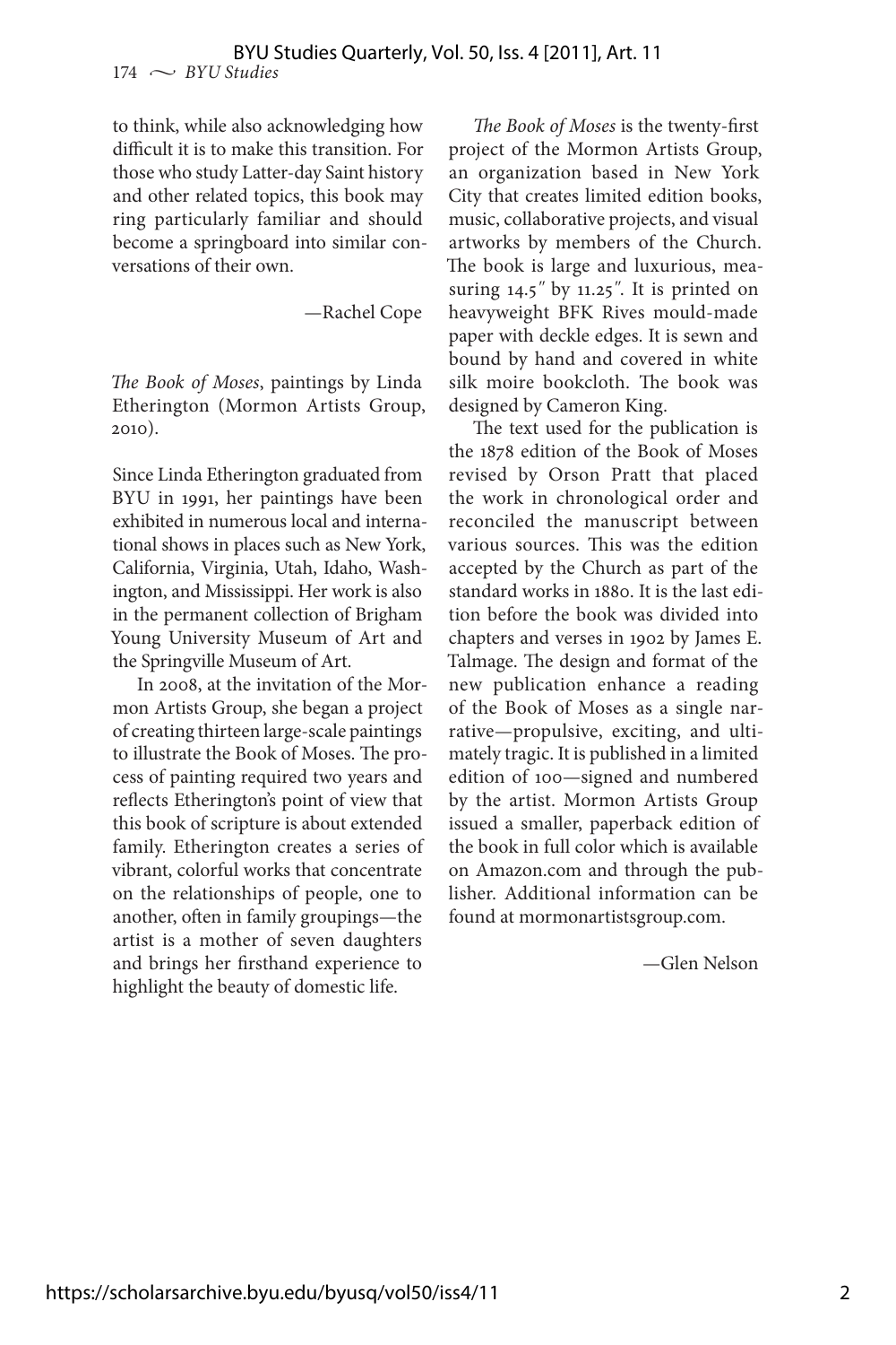to think, while also acknowledging how difficult it is to make this transition. For those who study Latter-day Saint history and other related topics, this book may ring particularly familiar and should become a springboard into similar conversations of their own.

—Rachel Cope

*The Book of Moses*, paintings by Linda Etherington (Mormon Artists Group, 2010).

Since Linda Etherington graduated from BYU in 1991, her paintings have been exhibited in numerous local and international shows in places such as New York, California, Virginia, Utah, Idaho, Washington, and Mississippi. Her work is also in the permanent collection of Brigham Young University Museum of Art and the Springville Museum of Art.

In 2008, at the invitation of the Mormon Artists Group, she began a project of creating thirteen large-scale paintings to illustrate the Book of Moses. The process of painting required two years and reflects Etherington's point of view that this book of scripture is about extended family. Etherington creates a series of vibrant, colorful works that concentrate on the relationships of people, one to another, often in family groupings—the artist is a mother of seven daughters and brings her firsthand experience to highlight the beauty of domestic life.

*The Book of Moses* is the twenty-first project of the Mormon Artists Group, an organization based in New York City that creates limited edition books, music, collaborative projects, and visual artworks by members of the Church. The book is large and luxurious, measuring 14.5″ by 11.25″. It is printed on heavyweight BFK Rives mould-made paper with deckle edges. It is sewn and bound by hand and covered in white silk moire bookcloth. The book was designed by Cameron King.

The text used for the publication is the 1878 edition of the Book of Moses revised by Orson Pratt that placed the work in chronological order and reconciled the manuscript between various sources. This was the edition accepted by the Church as part of the standard works in 1880. It is the last edition before the book was divided into chapters and verses in 1902 by James E. Talmage. The design and format of the new publication enhance a reading of the Book of Moses as a single narrative—propulsive, exciting, and ultimately tragic. It is published in a limited edition of 100—signed and numbered by the artist. Mormon Artists Group issued a smaller, paperback edition of the book in full color which is available on Amazon.com and through the publisher. Additional information can be found at mormonartistsgroup.com.

—Glen Nelson